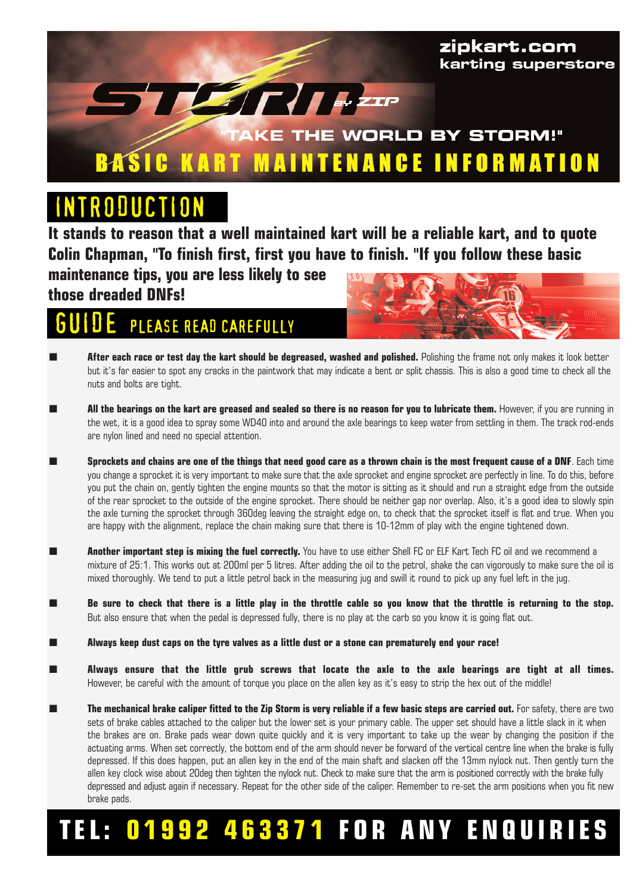zipkart.com
karting superstore

STORM BY ZIP

"TAKE THE WORLD BY STORM!"

# BASIC KART MAINTENANCE INFORMATION

## INTRODUCTION

**It stands to reason that a well maintained kart will be a reliable kart, and to quote Colin Chapman, "To finish first, first you have to finish. "If you follow these basic maintenance tips, you are less likely to see those dreaded DNFs!**

## GUIDE PLEASE READ CAREFULLY

- **After each race or test day the kart should be degreased, washed and polished.** Polishing the frame not only makes it look better but it's far easier to spot any cracks in the paintwork that may indicate a bent or split chassis. This is also a good time to check all the nuts and bolts are tight.

- **All the bearings on the kart are greased and sealed so there is no reason for you to lubricate them.** However, if you are running in the wet, it is a good idea to spray some WD40 into and around the axle bearings to keep water from settling in them. The track rod-ends are nylon lined and need no special attention.

- **Sprockets and chains are one of the things that need good care as a thrown chain is the most frequent cause of a DNF**. Each time you change a sprocket it is very important to make sure that the axle sprocket and engine sprocket are perfectly in line. To do this, before you put the chain on, gently tighten the engine mounts so that the motor is sitting as it should and run a straight edge from the outside of the rear sprocket to the outside of the engine sprocket. There should be neither gap nor overlap. Also, it's a good idea to slowly spin the axle turning the sprocket through 360deg leaving the straight edge on, to check that the sprocket itself is flat and true. When you are happy with the alignment, replace the chain making sure that there is 10-12mm of play with the engine tightened down.

- **Another important step is mixing the fuel correctly.** You have to use either Shell FC or ELF Kart Tech FC oil and we recommend a mixture of 25:1. This works out at 200ml per 5 litres. After adding the oil to the petrol, shake the can vigorously to make sure the oil is mixed thoroughly. We tend to put a little petrol back in the measuring jug and swill it round to pick up any fuel left in the jug.

- **Be sure to check that there is a little play in the throttle cable so you know that the throttle is returning to the stop.** But also ensure that when the pedal is depressed fully, there is no play at the carb so you know it is going flat out.

- **Always keep dust caps on the tyre valves as a little dust or a stone can prematurely end your race!**

- **Always ensure that the little grub screws that locate the axle to the axle bearings are tight at all times.** However, be careful with the amount of torque you place on the allen key as it's easy to strip the hex out of the middle!

- **The mechanical brake caliper fitted to the Zip Storm is very reliable if a few basic steps are carried out.** For safety, there are two sets of brake cables attached to the caliper but the lower set is your primary cable. The upper set should have a little slack in it when the brakes are on. Brake pads wear down quite quickly and it is very important to take up the wear by changing the position if the actuating arms. When set correctly, the bottom end of the arm should never be forward of the vertical centre line when the brake is fully depressed. If this does happen, put an allen key in the end of the main shaft and slacken off the 13mm nylock nut. Then gently turn the allen key clock wise about 20deg then tighten the nylock nut. Check to make sure that the arm is positioned correctly with the brake fully depressed and adjust again if necessary. Repeat for the other side of the caliper. Remember to re-set the arm positions when you fit new brake pads.

**TEL: 01992 463371 FOR ANY ENQUIRIES**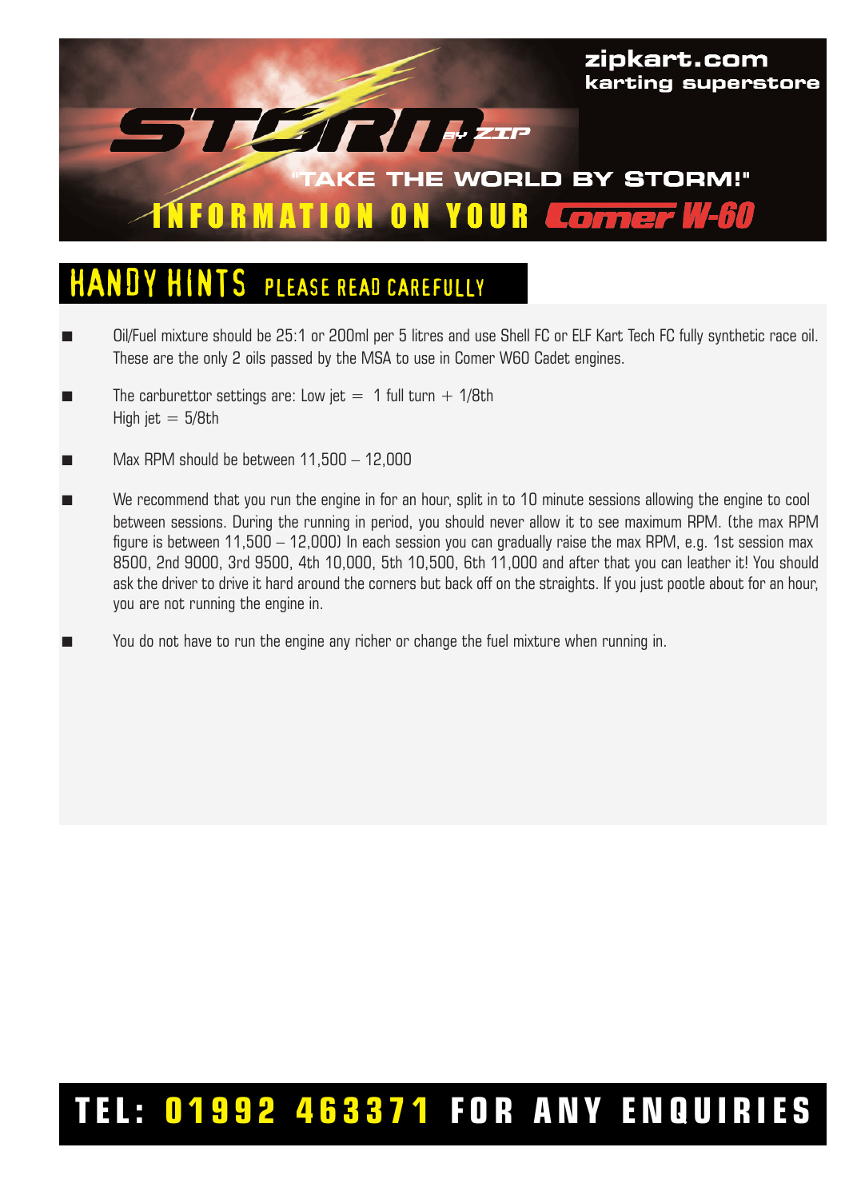zipkart.com
karting superstore

STORM BY ZIP

"TAKE THE WORLD BY STORM!"

# INFORMATION ON YOUR Comer W-60

## HANDY HINTS PLEASE READ CAREFULLY

- Oil/Fuel mixture should be 25:1 or 200ml per 5 litres and use Shell FC or ELF Kart Tech FC fully synthetic race oil. These are the only 2 oils passed by the MSA to use in Comer W60 Cadet engines.
- The carburettor settings are: Low jet = 1 full turn + 1/8th
  High jet = 5/8th
- Max RPM should be between 11,500 – 12,000
- We recommend that you run the engine in for an hour, split in to 10 minute sessions allowing the engine to cool between sessions. During the running in period, you should never allow it to see maximum RPM. (the max RPM figure is between 11,500 – 12,000) In each session you can gradually raise the max RPM, e.g. 1st session max 8500, 2nd 9000, 3rd 9500, 4th 10,000, 5th 10,500, 6th 11,000 and after that you can leather it! You should ask the driver to drive it hard around the corners but back off on the straights. If you just pootle about for an hour, you are not running the engine in.
- You do not have to run the engine any richer or change the fuel mixture when running in.

**TEL: 01992 463371 FOR ANY ENQUIRIES**